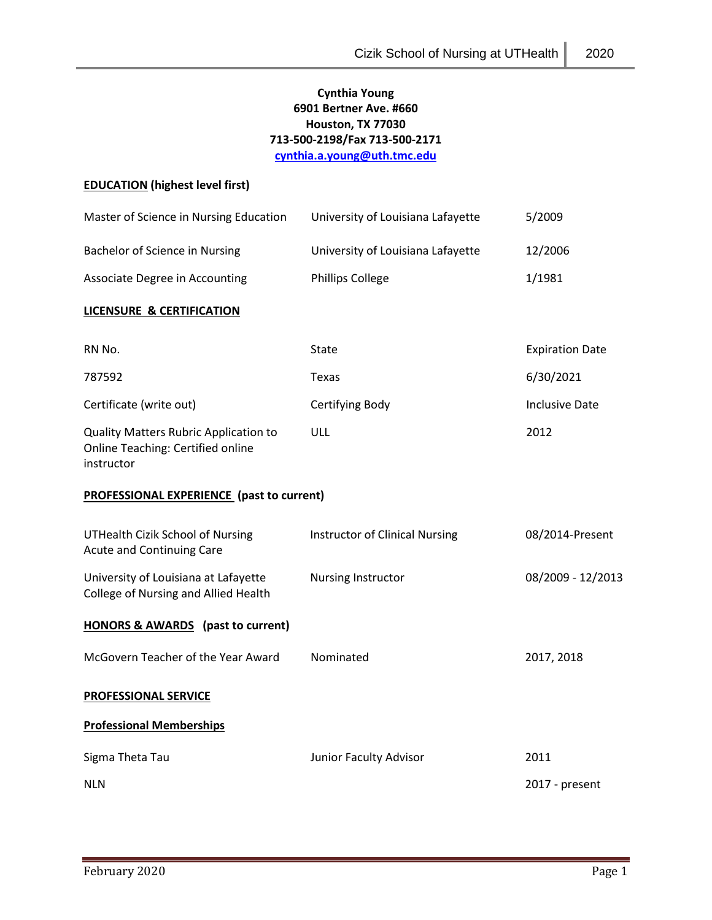**Cynthia Young**
**6901 Bertner Ave. #660**
**Houston, TX 77030**
**713-500-2198/Fax 713-500-2171**
**cynthia.a.young@uth.tmc.edu**

## EDUCATION (highest level first)

| | | |
|---|---|---|
| Master of Science in Nursing Education | University of Louisiana Lafayette | 5/2009 |
| Bachelor of Science in Nursing | University of Louisiana Lafayette | 12/2006 |
| Associate Degree in Accounting | Phillips College | 1/1981 |

## LICENSURE & CERTIFICATION

| RN No. | State | Expiration Date |
|---|---|---|
| 787592 | Texas | 6/30/2021 |

| Certificate (write out) | Certifying Body | Inclusive Date |
|---|---|---|
| Quality Matters Rubric Application to Online Teaching: Certified online instructor | ULL | 2012 |

## PROFESSIONAL EXPERIENCE (past to current)

| | | |
|---|---|---|
| UTHealth Cizik School of Nursing Acute and Continuing Care | Instructor of Clinical Nursing | 08/2014-Present |
| University of Louisiana at Lafayette College of Nursing and Allied Health | Nursing Instructor | 08/2009 - 12/2013 |

## HONORS & AWARDS (past to current)

| | | |
|---|---|---|
| McGovern Teacher of the Year Award | Nominated | 2017, 2018 |

## PROFESSIONAL SERVICE

### Professional Memberships

| | | |
|---|---|---|
| Sigma Theta Tau | Junior Faculty Advisor | 2011 |
| NLN | | 2017 - present |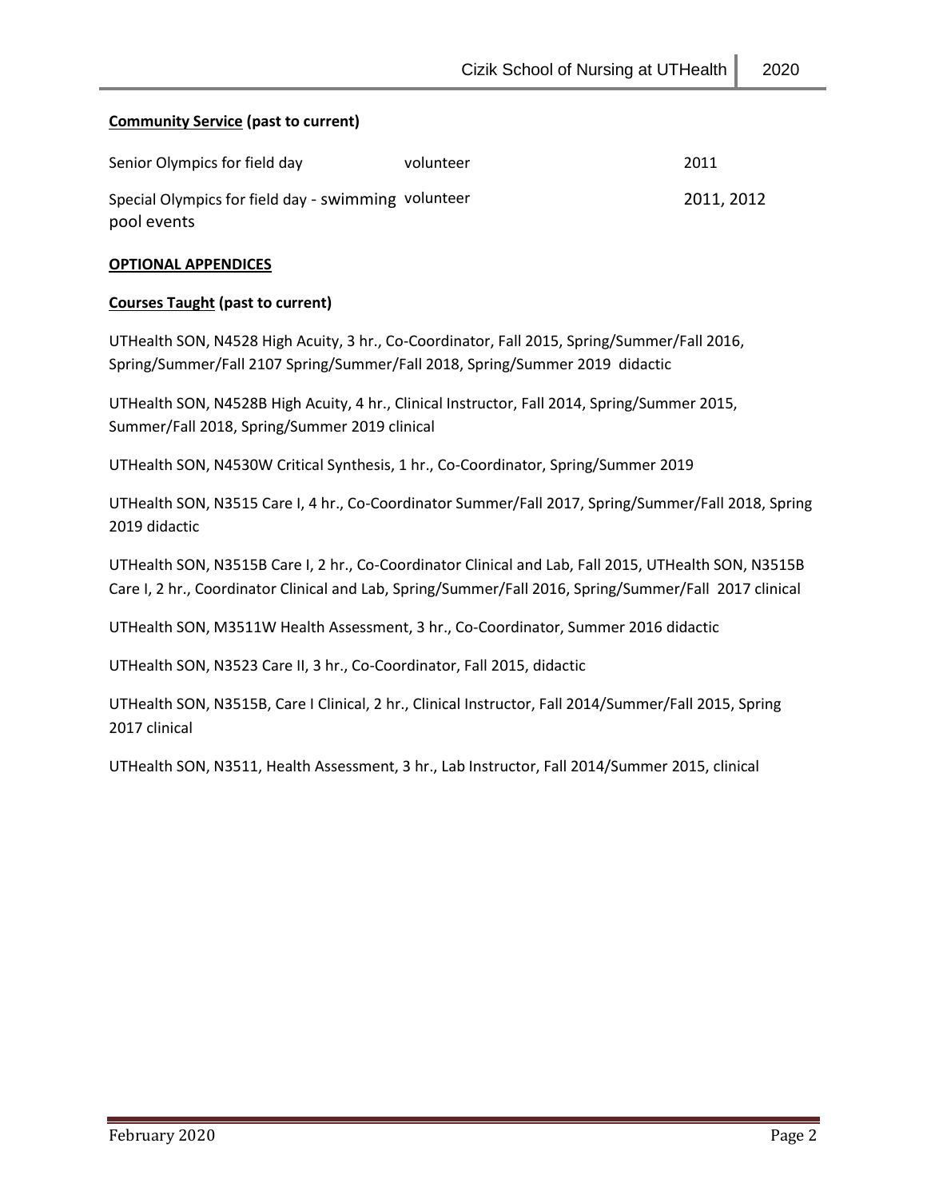**Community Service (past to current)**

| | | |
|---|---|---|
| Senior Olympics for field day | volunteer | 2011 |
| Special Olympics for field day - swimming pool events | volunteer | 2011, 2012 |

**OPTIONAL APPENDICES**

**Courses Taught (past to current)**

UTHealth SON, N4528 High Acuity, 3 hr., Co-Coordinator, Fall 2015, Spring/Summer/Fall 2016, Spring/Summer/Fall 2107 Spring/Summer/Fall 2018, Spring/Summer 2019 didactic

UTHealth SON, N4528B High Acuity, 4 hr., Clinical Instructor, Fall 2014, Spring/Summer 2015, Summer/Fall 2018, Spring/Summer 2019 clinical

UTHealth SON, N4530W Critical Synthesis, 1 hr., Co-Coordinator, Spring/Summer 2019

UTHealth SON, N3515 Care I, 4 hr., Co-Coordinator Summer/Fall 2017, Spring/Summer/Fall 2018, Spring 2019 didactic

UTHealth SON, N3515B Care I, 2 hr., Co-Coordinator Clinical and Lab, Fall 2015, UTHealth SON, N3515B Care I, 2 hr., Coordinator Clinical and Lab, Spring/Summer/Fall 2016, Spring/Summer/Fall 2017 clinical

UTHealth SON, M3511W Health Assessment, 3 hr., Co-Coordinator, Summer 2016 didactic

UTHealth SON, N3523 Care II, 3 hr., Co-Coordinator, Fall 2015, didactic

UTHealth SON, N3515B, Care I Clinical, 2 hr., Clinical Instructor, Fall 2014/Summer/Fall 2015, Spring 2017 clinical

UTHealth SON, N3511, Health Assessment, 3 hr., Lab Instructor, Fall 2014/Summer 2015, clinical